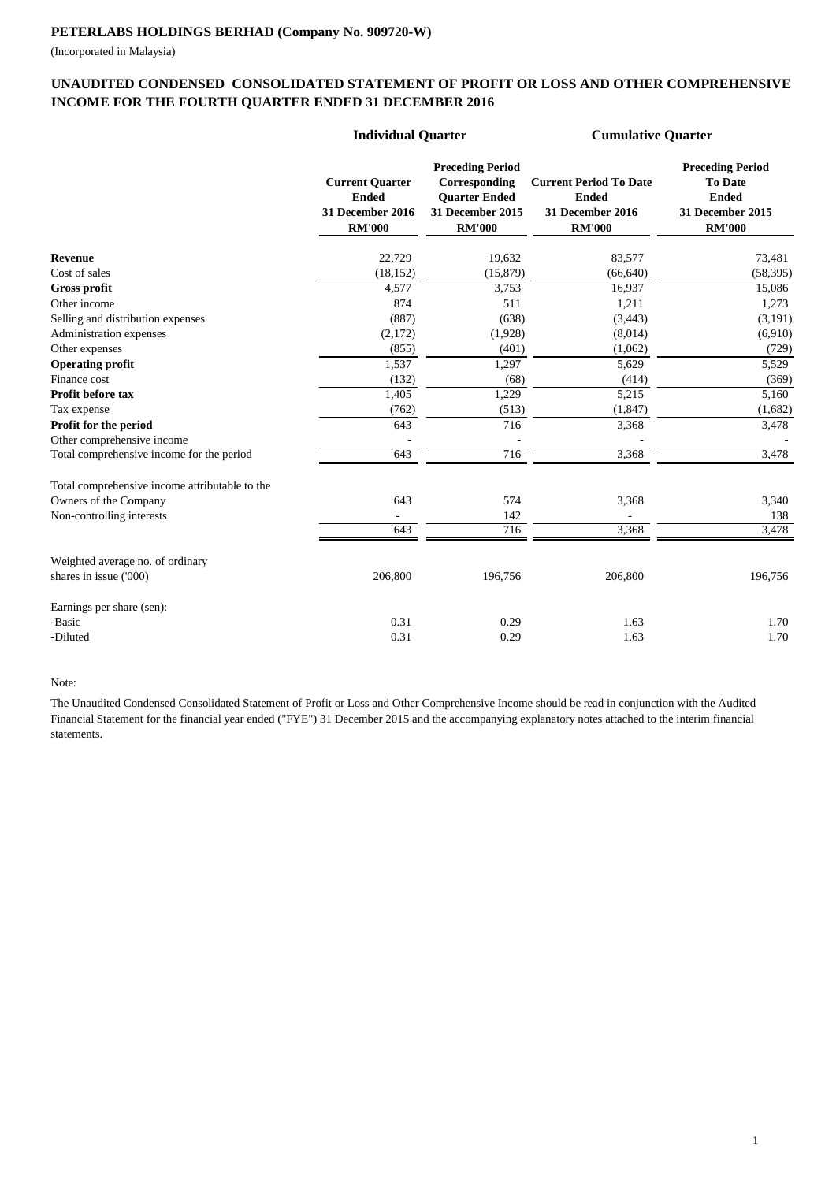**PETERLABS HOLDINGS BERHAD (Company No. 909720-W)**

(Incorporated in Malaysia)

## UNAUDITED CONDENSED CONSOLIDATED STATEMENT OF PROFIT OR LOSS AND OTHER COMPREHENSIVE INCOME FOR THE FOURTH QUARTER ENDED 31 DECEMBER 2016

| | Individual Quarter | | Cumulative Quarter | |
|---|---|---|---|---|
| | **Current Quarter Ended 31 December 2016 RM'000** | **Preceding Period Corresponding Quarter Ended 31 December 2015 RM'000** | **Current Period To Date Ended 31 December 2016 RM'000** | **Preceding Period To Date Ended 31 December 2015 RM'000** |
| **Revenue** | 22,729 | 19,632 | 83,577 | 73,481 |
| Cost of sales | (18,152) | (15,879) | (66,640) | (58,395) |
| **Gross profit** | 4,577 | 3,753 | 16,937 | 15,086 |
| Other income | 874 | 511 | 1,211 | 1,273 |
| Selling and distribution expenses | (887) | (638) | (3,443) | (3,191) |
| Administration expenses | (2,172) | (1,928) | (8,014) | (6,910) |
| Other expenses | (855) | (401) | (1,062) | (729) |
| **Operating profit** | 1,537 | 1,297 | 5,629 | 5,529 |
| Finance cost | (132) | (68) | (414) | (369) |
| **Profit before tax** | 1,405 | 1,229 | 5,215 | 5,160 |
| Tax expense | (762) | (513) | (1,847) | (1,682) |
| **Profit for the period** | 643 | 716 | 3,368 | 3,478 |
| Other comprehensive income | - | - | - | - |
| Total comprehensive income for the period | 643 | 716 | 3,368 | 3,478 |
| | | | | |
| Total comprehensive income attributable to the | | | | |
| Owners of the Company | 643 | 574 | 3,368 | 3,340 |
| Non-controlling interests | - | 142 | - | 138 |
| | 643 | 716 | 3,368 | 3,478 |
| | | | | |
| Weighted average no. of ordinary shares in issue ('000) | 206,800 | 196,756 | 206,800 | 196,756 |
| | | | | |
| Earnings per share (sen): | | | | |
| -Basic | 0.31 | 0.29 | 1.63 | 1.70 |
| -Diluted | 0.31 | 0.29 | 1.63 | 1.70 |

Note:

The Unaudited Condensed Consolidated Statement of Profit or Loss and Other Comprehensive Income should be read in conjunction with the Audited Financial Statement for the financial year ended ("FYE") 31 December 2015 and the accompanying explanatory notes attached to the interim financial statements.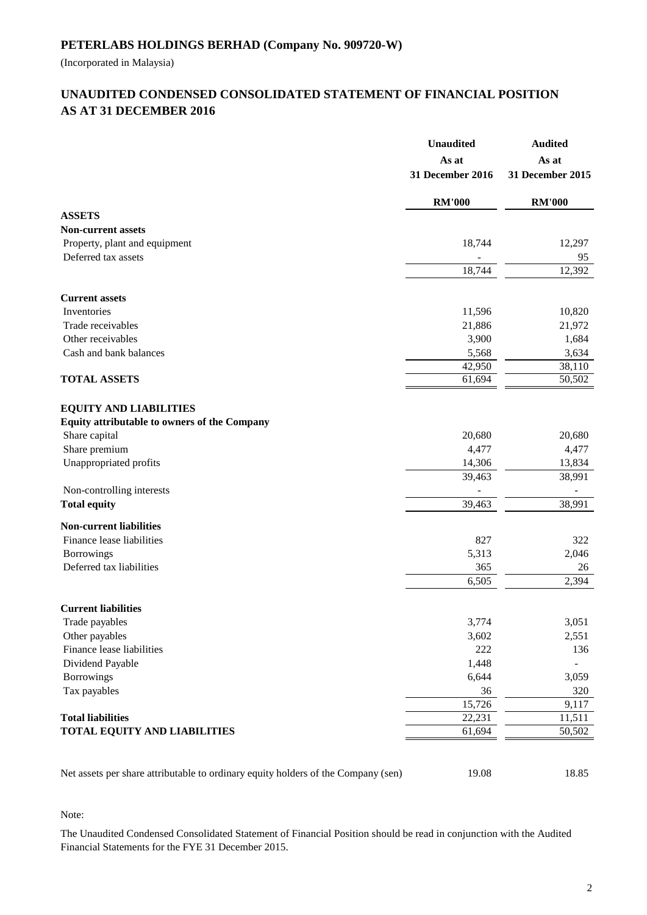## PETERLABS HOLDINGS BERHAD (Company No. 909720-W)

(Incorporated in Malaysia)

## UNAUDITED CONDENSED CONSOLIDATED STATEMENT OF FINANCIAL POSITION AS AT 31 DECEMBER 2016

| | Unaudited As at 31 December 2016 | Audited As at 31 December 2015 |
|---|---|---|
| | RM'000 | RM'000 |
| **ASSETS** | | |
| **Non-current assets** | | |
| Property, plant and equipment | 18,744 | 12,297 |
| Deferred tax assets | - | 95 |
| | 18,744 | 12,392 |
| **Current assets** | | |
| Inventories | 11,596 | 10,820 |
| Trade receivables | 21,886 | 21,972 |
| Other receivables | 3,900 | 1,684 |
| Cash and bank balances | 5,568 | 3,634 |
| | 42,950 | 38,110 |
| **TOTAL ASSETS** | 61,694 | 50,502 |
| **EQUITY AND LIABILITIES** | | |
| **Equity attributable to owners of the Company** | | |
| Share capital | 20,680 | 20,680 |
| Share premium | 4,477 | 4,477 |
| Unappropriated profits | 14,306 | 13,834 |
| | 39,463 | 38,991 |
| Non-controlling interests | - | - |
| **Total equity** | 39,463 | 38,991 |
| **Non-current liabilities** | | |
| Finance lease liabilities | 827 | 322 |
| Borrowings | 5,313 | 2,046 |
| Deferred tax liabilities | 365 | 26 |
| | 6,505 | 2,394 |
| **Current liabilities** | | |
| Trade payables | 3,774 | 3,051 |
| Other payables | 3,602 | 2,551 |
| Finance lease liabilities | 222 | 136 |
| Dividend Payable | 1,448 | - |
| Borrowings | 6,644 | 3,059 |
| Tax payables | 36 | 320 |
| | 15,726 | 9,117 |
| **Total liabilities** | 22,231 | 11,511 |
| **TOTAL EQUITY AND LIABILITIES** | 61,694 | 50,502 |
| Net assets per share attributable to ordinary equity holders of the Company (sen) | 19.08 | 18.85 |

Note:

The Unaudited Condensed Consolidated Statement of Financial Position should be read in conjunction with the Audited Financial Statements for the FYE 31 December 2015.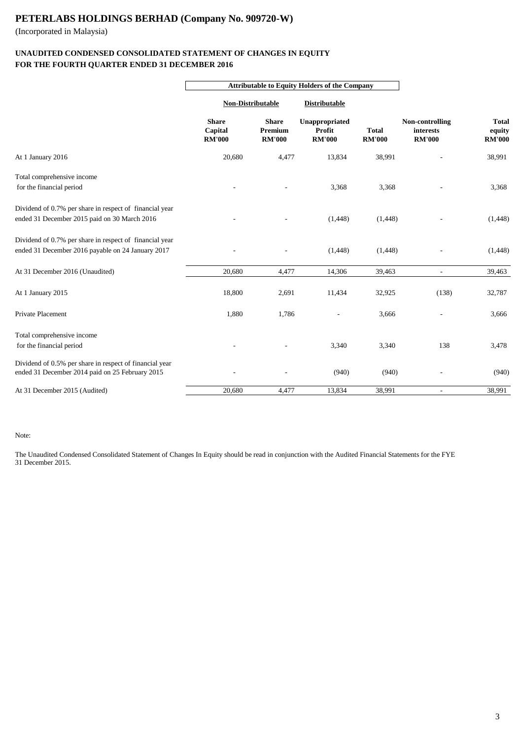# PETERLABS HOLDINGS BERHAD (Company No. 909720-W)

(Incorporated in Malaysia)

## UNAUDITED CONDENSED CONSOLIDATED STATEMENT OF CHANGES IN EQUITY FOR THE FOURTH QUARTER ENDED 31 DECEMBER 2016

| | Attributable to Equity Holders of the Company | | | | | |
|---|---|---|---|---|---|---|
| | Non-Distributable | | Distributable | | | |
| | Share Capital RM'000 | Share Premium RM'000 | Unappropriated Profit RM'000 | Total RM'000 | Non-controlling interests RM'000 | Total equity RM'000 |
| At 1 January 2016 | 20,680 | 4,477 | 13,834 | 38,991 | - | 38,991 |
| Total comprehensive income for the financial period | - | - | 3,368 | 3,368 | - | 3,368 |
| Dividend of 0.7% per share in respect of financial year ended 31 December 2015 paid on 30 March 2016 | - | - | (1,448) | (1,448) | - | (1,448) |
| Dividend of 0.7% per share in respect of financial year ended 31 December 2016 payable on 24 January 2017 | - | - | (1,448) | (1,448) | - | (1,448) |
| At 31 December 2016 (Unaudited) | 20,680 | 4,477 | 14,306 | 39,463 | - | 39,463 |
| At 1 January 2015 | 18,800 | 2,691 | 11,434 | 32,925 | (138) | 32,787 |
| Private Placement | 1,880 | 1,786 | - | 3,666 | - | 3,666 |
| Total comprehensive income for the financial period | - | - | 3,340 | 3,340 | 138 | 3,478 |
| Dividend of 0.5% per share in respect of financial year ended 31 December 2014 paid on 25 February 2015 | - | - | (940) | (940) | - | (940) |
| At 31 December 2015 (Audited) | 20,680 | 4,477 | 13,834 | 38,991 | - | 38,991 |

Note:

The Unaudited Condensed Consolidated Statement of Changes In Equity should be read in conjunction with the Audited Financial Statements for the FYE 31 December 2015.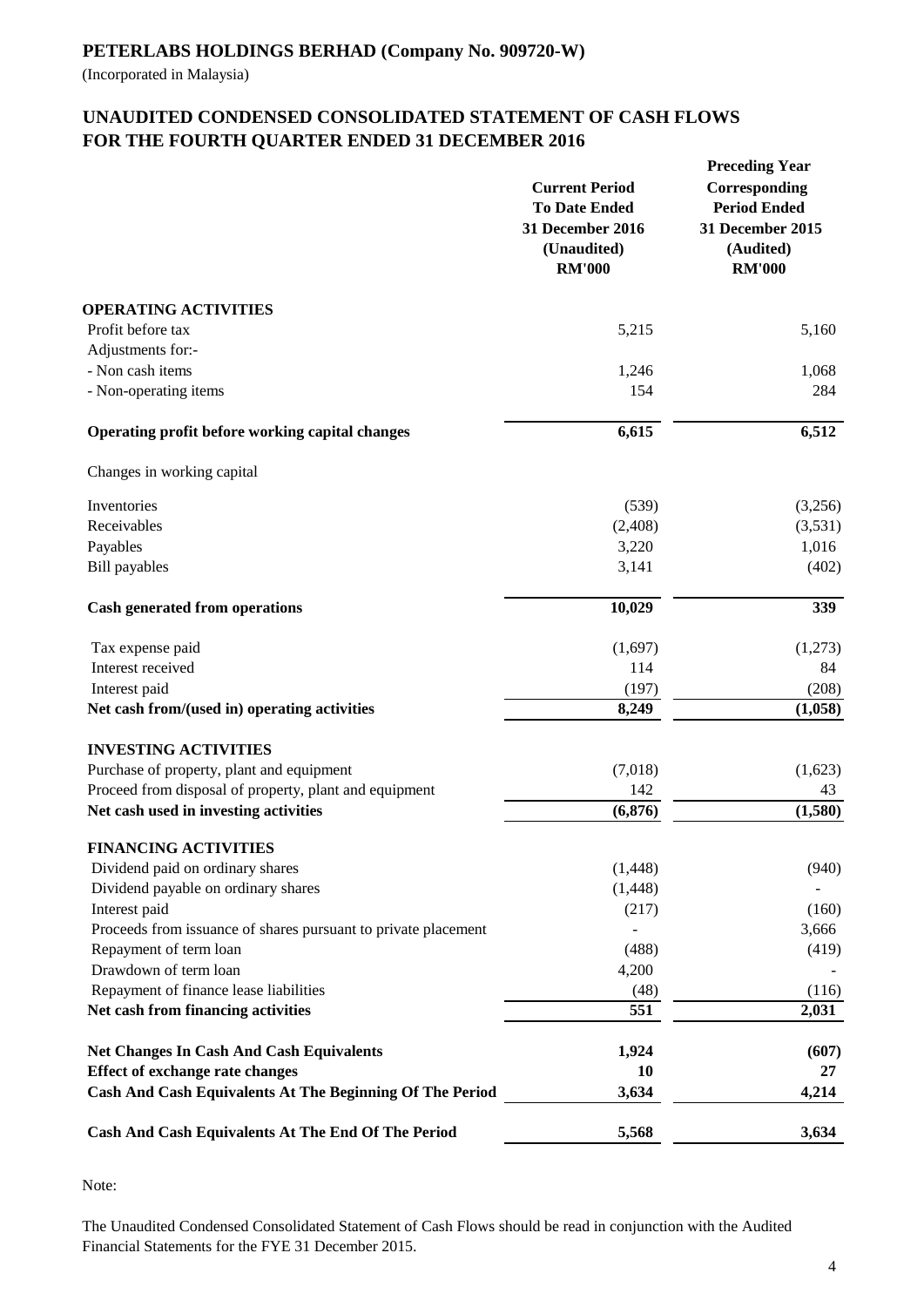# PETERLABS HOLDINGS BERHAD (Company No. 909720-W)

(Incorporated in Malaysia)

## UNAUDITED CONDENSED CONSOLIDATED STATEMENT OF CASH FLOWS FOR THE FOURTH QUARTER ENDED 31 DECEMBER 2016

| | Current Period To Date Ended 31 December 2016 (Unaudited) RM'000 | Preceding Year Corresponding Period Ended 31 December 2015 (Audited) RM'000 |
|---|---|---|
| **OPERATING ACTIVITIES** | | |
| Profit before tax | 5,215 | 5,160 |
| Adjustments for:- | | |
| - Non cash items | 1,246 | 1,068 |
| - Non-operating items | 154 | 284 |
| **Operating profit before working capital changes** | **6,615** | **6,512** |
| Changes in working capital | | |
| Inventories | (539) | (3,256) |
| Receivables | (2,408) | (3,531) |
| Payables | 3,220 | 1,016 |
| Bill payables | 3,141 | (402) |
| **Cash generated from operations** | **10,029** | **339** |
| Tax expense paid | (1,697) | (1,273) |
| Interest received | 114 | 84 |
| Interest paid | (197) | (208) |
| **Net cash from/(used in) operating activities** | **8,249** | **(1,058)** |
| **INVESTING ACTIVITIES** | | |
| Purchase of property, plant and equipment | (7,018) | (1,623) |
| Proceed from disposal of property, plant and equipment | 142 | 43 |
| **Net cash used in investing activities** | **(6,876)** | **(1,580)** |
| **FINANCING ACTIVITIES** | | |
| Dividend paid on ordinary shares | (1,448) | (940) |
| Dividend payable on ordinary shares | (1,448) | - |
| Interest paid | (217) | (160) |
| Proceeds from issuance of shares pursuant to private placement | - | 3,666 |
| Repayment of term loan | (488) | (419) |
| Drawdown of term loan | 4,200 | - |
| Repayment of finance lease liabilities | (48) | (116) |
| **Net cash from financing activities** | **551** | **2,031** |
| **Net Changes In Cash And Cash Equivalents** | **1,924** | **(607)** |
| **Effect of exchange rate changes** | **10** | **27** |
| **Cash And Cash Equivalents At The Beginning Of The Period** | **3,634** | **4,214** |
| **Cash And Cash Equivalents At The End Of The Period** | **5,568** | **3,634** |

Note:

The Unaudited Condensed Consolidated Statement of Cash Flows should be read in conjunction with the Audited Financial Statements for the FYE 31 December 2015.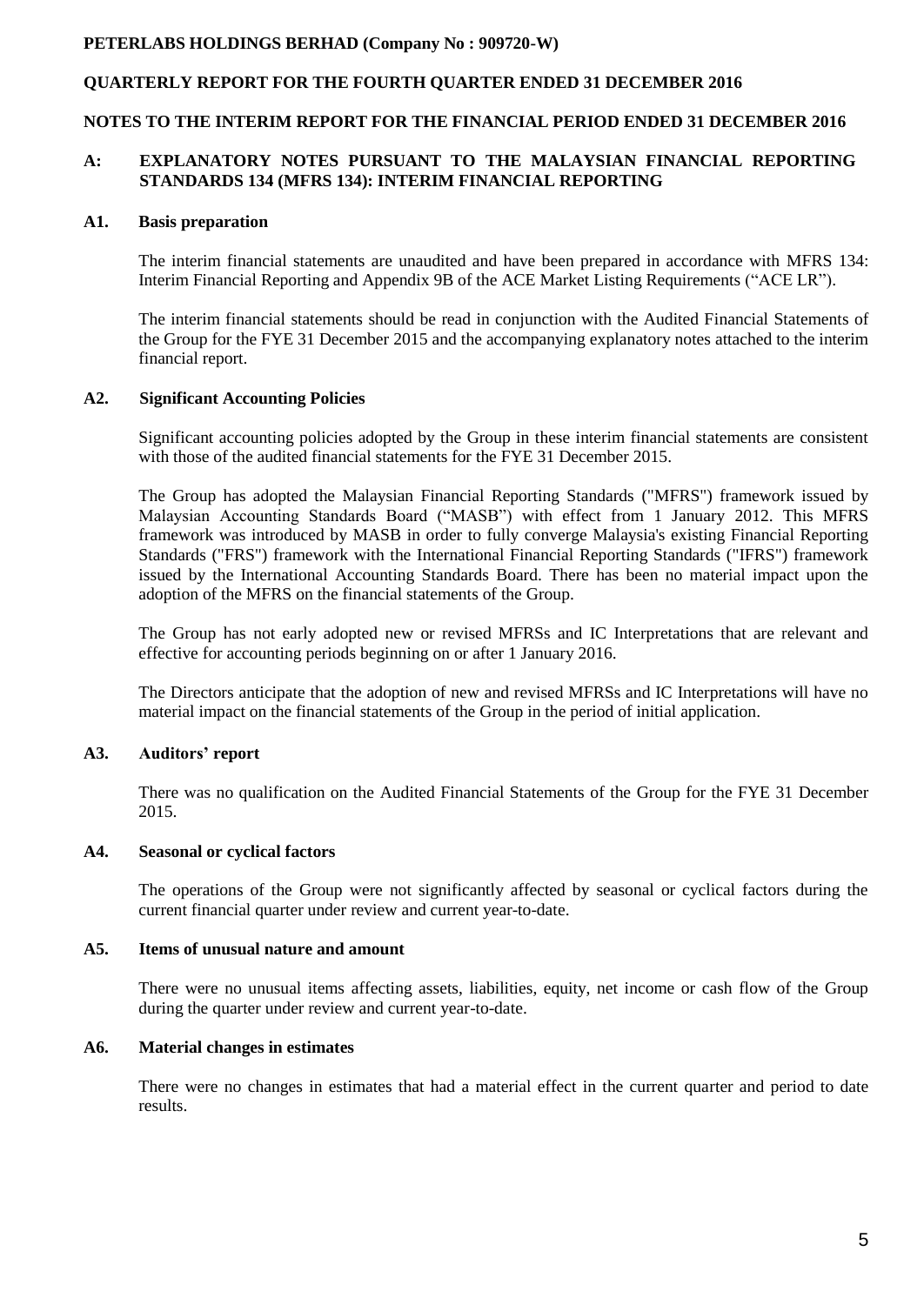**PETERLABS HOLDINGS BERHAD (Company No : 909720-W)**

**QUARTERLY REPORT FOR THE FOURTH QUARTER ENDED 31 DECEMBER 2016**

**NOTES TO THE INTERIM REPORT FOR THE FINANCIAL PERIOD ENDED 31 DECEMBER 2016**

## A: EXPLANATORY NOTES PURSUANT TO THE MALAYSIAN FINANCIAL REPORTING STANDARDS 134 (MFRS 134): INTERIM FINANCIAL REPORTING

### A1. Basis preparation

The interim financial statements are unaudited and have been prepared in accordance with MFRS 134: Interim Financial Reporting and Appendix 9B of the ACE Market Listing Requirements ("ACE LR").

The interim financial statements should be read in conjunction with the Audited Financial Statements of the Group for the FYE 31 December 2015 and the accompanying explanatory notes attached to the interim financial report.

### A2. Significant Accounting Policies

Significant accounting policies adopted by the Group in these interim financial statements are consistent with those of the audited financial statements for the FYE 31 December 2015.

The Group has adopted the Malaysian Financial Reporting Standards ("MFRS") framework issued by Malaysian Accounting Standards Board ("MASB") with effect from 1 January 2012. This MFRS framework was introduced by MASB in order to fully converge Malaysia's existing Financial Reporting Standards ("FRS") framework with the International Financial Reporting Standards ("IFRS") framework issued by the International Accounting Standards Board. There has been no material impact upon the adoption of the MFRS on the financial statements of the Group.

The Group has not early adopted new or revised MFRSs and IC Interpretations that are relevant and effective for accounting periods beginning on or after 1 January 2016.

The Directors anticipate that the adoption of new and revised MFRSs and IC Interpretations will have no material impact on the financial statements of the Group in the period of initial application.

### A3. Auditors' report

There was no qualification on the Audited Financial Statements of the Group for the FYE 31 December 2015.

### A4. Seasonal or cyclical factors

The operations of the Group were not significantly affected by seasonal or cyclical factors during the current financial quarter under review and current year-to-date.

### A5. Items of unusual nature and amount

There were no unusual items affecting assets, liabilities, equity, net income or cash flow of the Group during the quarter under review and current year-to-date.

### A6. Material changes in estimates

There were no changes in estimates that had a material effect in the current quarter and period to date results.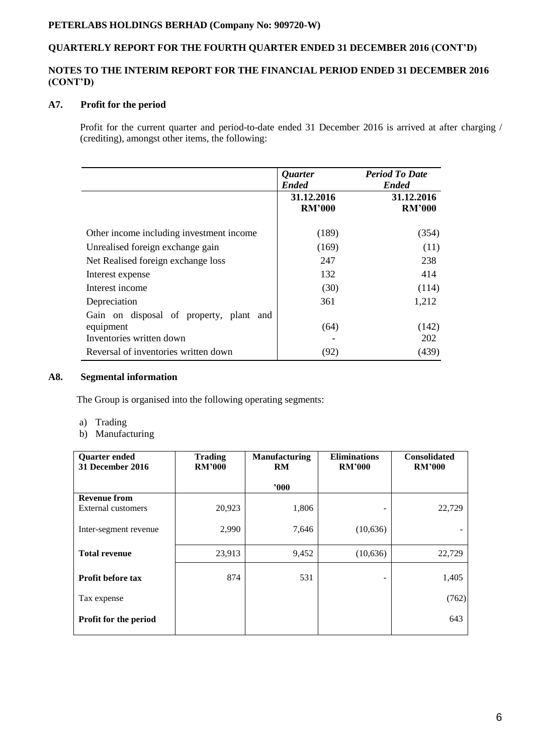**PETERLABS HOLDINGS BERHAD (Company No: 909720-W)**

**QUARTERLY REPORT FOR THE FOURTH QUARTER ENDED 31 DECEMBER 2016 (CONT'D)**

**NOTES TO THE INTERIM REPORT FOR THE FINANCIAL PERIOD ENDED 31 DECEMBER 2016 (CONT'D)**

## A7. Profit for the period

Profit for the current quarter and period-to-date ended 31 December 2016 is arrived at after charging / (crediting), amongst other items, the following:

| | *Quarter Ended* | *Period To Date Ended* |
|---|---|---|
| | **31.12.2016 RM'000** | **31.12.2016 RM'000** |
| Other income including investment income | (189) | (354) |
| Unrealised foreign exchange gain | (169) | (11) |
| Net Realised foreign exchange loss | 247 | 238 |
| Interest expense | 132 | 414 |
| Interest income | (30) | (114) |
| Depreciation | 361 | 1,212 |
| Gain on disposal of property, plant and equipment | (64) | (142) |
| Inventories written down | - | 202 |
| Reversal of inventories written down | (92) | (439) |

## A8. Segmental information

The Group is organised into the following operating segments:

a) Trading
b) Manufacturing

| Quarter ended 31 December 2016 | Trading RM'000 | Manufacturing RM '000 | Eliminations RM'000 | Consolidated RM'000 |
|---|---|---|---|---|
| **Revenue from** External customers | 20,923 | 1,806 | - | 22,729 |
| Inter-segment revenue | 2,990 | 7,646 | (10,636) | - |
| **Total revenue** | 23,913 | 9,452 | (10,636) | 22,729 |
| **Profit before tax** | 874 | 531 | - | 1,405 |
| Tax expense | | | | (762) |
| **Profit for the period** | | | | 643 |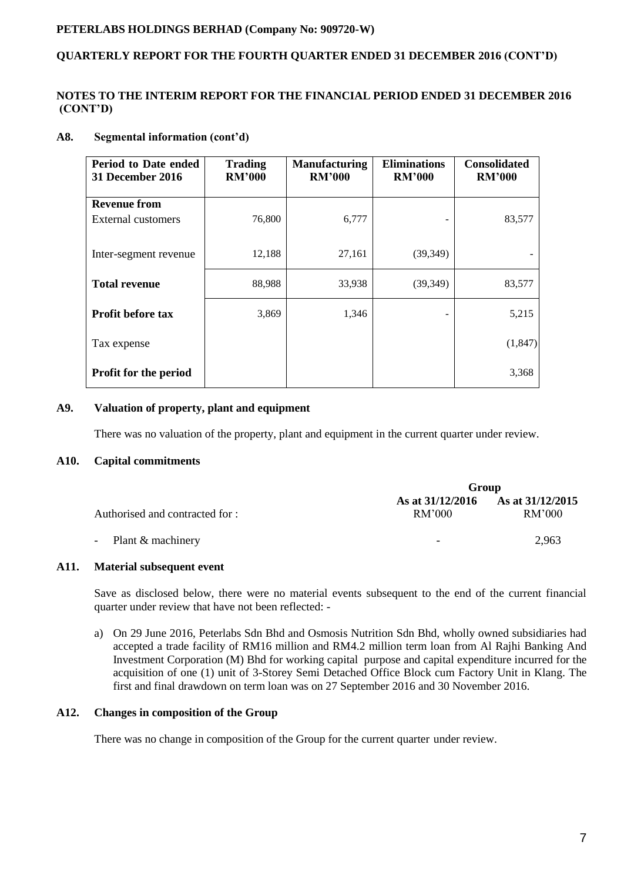## A8. Segmental information (cont'd)

| Period to Date ended 31 December 2016 | Trading RM'000 | Manufacturing RM'000 | Eliminations RM'000 | Consolidated RM'000 |
|---|---|---|---|---|
| **Revenue from** | | | | |
| External customers | 76,800 | 6,777 | - | 83,577 |
| Inter-segment revenue | 12,188 | 27,161 | (39,349) | - |
| **Total revenue** | 88,988 | 33,938 | (39,349) | 83,577 |
| **Profit before tax** | 3,869 | 1,346 | - | 5,215 |
| Tax expense | | | | (1,847) |
| **Profit for the period** | | | | 3,368 |

## A9. Valuation of property, plant and equipment

There was no valuation of the property, plant and equipment in the current quarter under review.

## A10. Capital commitments

| | Group | |
|---|---|---|
| Authorised and contracted for : | As at 31/12/2016 RM'000 | As at 31/12/2015 RM'000 |
| - Plant & machinery | - | 2,963 |

## A11. Material subsequent event

Save as disclosed below, there were no material events subsequent to the end of the current financial quarter under review that have not been reflected: -

a) On 29 June 2016, Peterlabs Sdn Bhd and Osmosis Nutrition Sdn Bhd, wholly owned subsidiaries had accepted a trade facility of RM16 million and RM4.2 million term loan from Al Rajhi Banking And Investment Corporation (M) Bhd for working capital purpose and capital expenditure incurred for the acquisition of one (1) unit of 3-Storey Semi Detached Office Block cum Factory Unit in Klang. The first and final drawdown on term loan was on 27 September 2016 and 30 November 2016.

## A12. Changes in composition of the Group

There was no change in composition of the Group for the current quarter under review.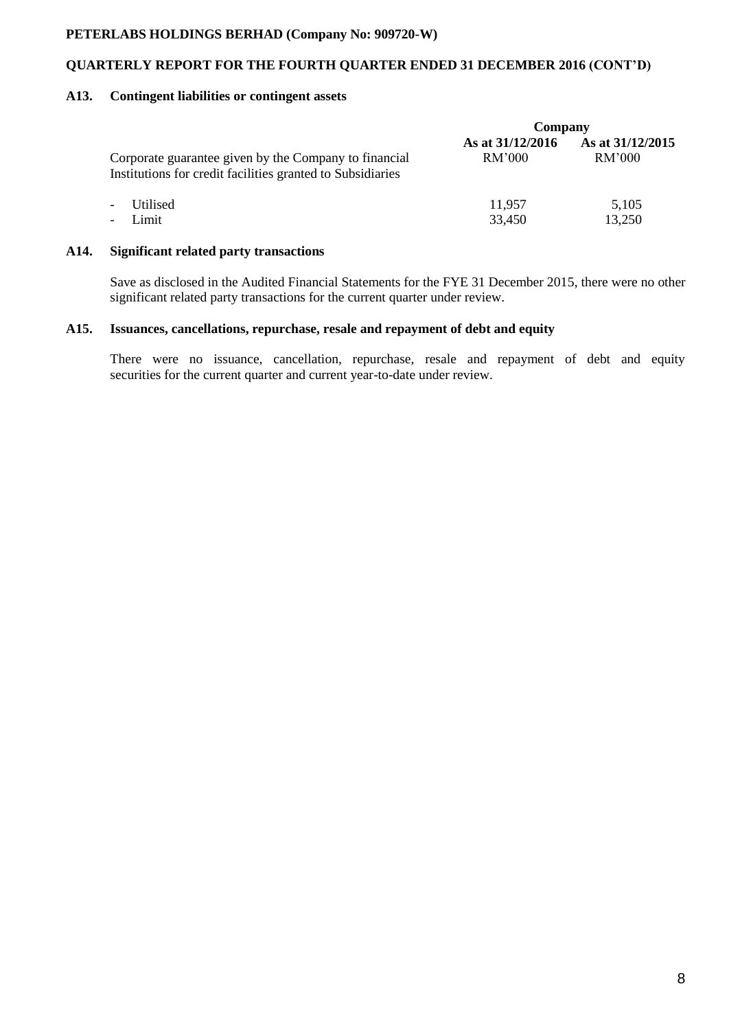### A13. Contingent liabilities or contingent assets

| | Company | |
|---|---|---|
| Corporate guarantee given by the Company to financial Institutions for credit facilities granted to Subsidiaries | As at 31/12/2016 RM'000 | As at 31/12/2015 RM'000 |
| - Utilised | 11,957 | 5,105 |
| - Limit | 33,450 | 13,250 |

### A14. Significant related party transactions

Save as disclosed in the Audited Financial Statements for the FYE 31 December 2015, there were no other significant related party transactions for the current quarter under review.

### A15. Issuances, cancellations, repurchase, resale and repayment of debt and equity

There were no issuance, cancellation, repurchase, resale and repayment of debt and equity securities for the current quarter and current year-to-date under review.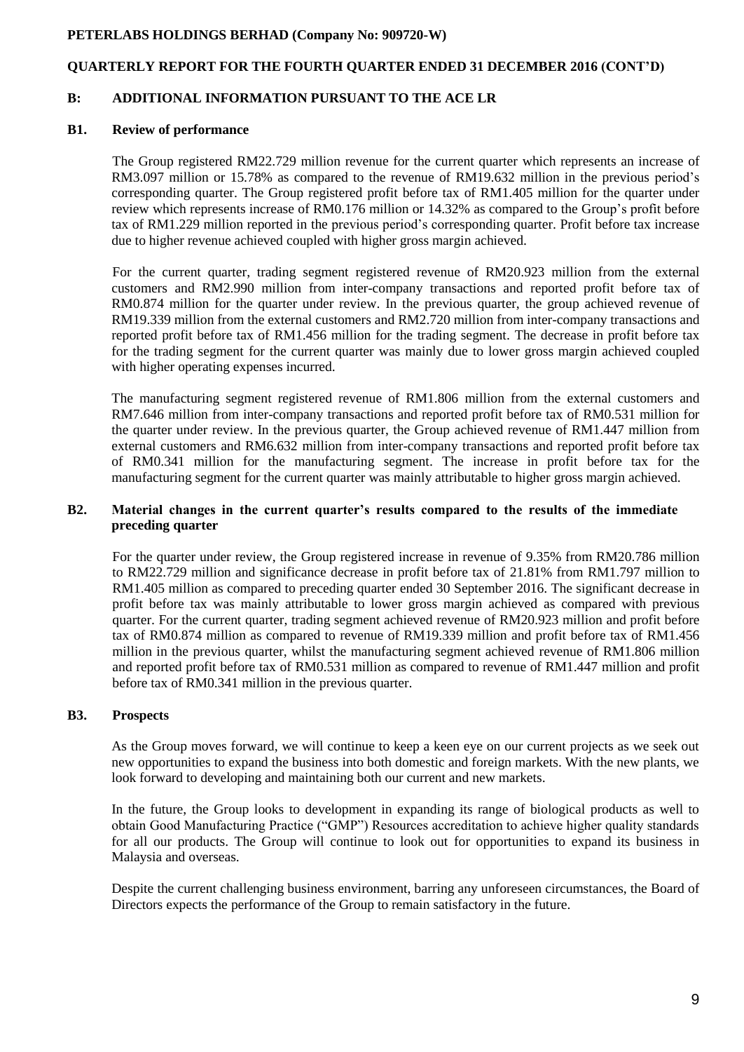PETERLABS HOLDINGS BERHAD (Company No: 909720-W)

QUARTERLY REPORT FOR THE FOURTH QUARTER ENDED 31 DECEMBER 2016 (CONT'D)

## B: ADDITIONAL INFORMATION PURSUANT TO THE ACE LR

### B1. Review of performance

The Group registered RM22.729 million revenue for the current quarter which represents an increase of RM3.097 million or 15.78% as compared to the revenue of RM19.632 million in the previous period's corresponding quarter. The Group registered profit before tax of RM1.405 million for the quarter under review which represents increase of RM0.176 million or 14.32% as compared to the Group's profit before tax of RM1.229 million reported in the previous period's corresponding quarter. Profit before tax increase due to higher revenue achieved coupled with higher gross margin achieved.

For the current quarter, trading segment registered revenue of RM20.923 million from the external customers and RM2.990 million from inter-company transactions and reported profit before tax of RM0.874 million for the quarter under review. In the previous quarter, the group achieved revenue of RM19.339 million from the external customers and RM2.720 million from inter-company transactions and reported profit before tax of RM1.456 million for the trading segment. The decrease in profit before tax for the trading segment for the current quarter was mainly due to lower gross margin achieved coupled with higher operating expenses incurred.

The manufacturing segment registered revenue of RM1.806 million from the external customers and RM7.646 million from inter-company transactions and reported profit before tax of RM0.531 million for the quarter under review. In the previous quarter, the Group achieved revenue of RM1.447 million from external customers and RM6.632 million from inter-company transactions and reported profit before tax of RM0.341 million for the manufacturing segment. The increase in profit before tax for the manufacturing segment for the current quarter was mainly attributable to higher gross margin achieved.

### B2. Material changes in the current quarter's results compared to the results of the immediate preceding quarter

For the quarter under review, the Group registered increase in revenue of 9.35% from RM20.786 million to RM22.729 million and significance decrease in profit before tax of 21.81% from RM1.797 million to RM1.405 million as compared to preceding quarter ended 30 September 2016. The significant decrease in profit before tax was mainly attributable to lower gross margin achieved as compared with previous quarter. For the current quarter, trading segment achieved revenue of RM20.923 million and profit before tax of RM0.874 million as compared to revenue of RM19.339 million and profit before tax of RM1.456 million in the previous quarter, whilst the manufacturing segment achieved revenue of RM1.806 million and reported profit before tax of RM0.531 million as compared to revenue of RM1.447 million and profit before tax of RM0.341 million in the previous quarter.

### B3. Prospects

As the Group moves forward, we will continue to keep a keen eye on our current projects as we seek out new opportunities to expand the business into both domestic and foreign markets. With the new plants, we look forward to developing and maintaining both our current and new markets.

In the future, the Group looks to development in expanding its range of biological products as well to obtain Good Manufacturing Practice ("GMP") Resources accreditation to achieve higher quality standards for all our products. The Group will continue to look out for opportunities to expand its business in Malaysia and overseas.

Despite the current challenging business environment, barring any unforeseen circumstances, the Board of Directors expects the performance of the Group to remain satisfactory in the future.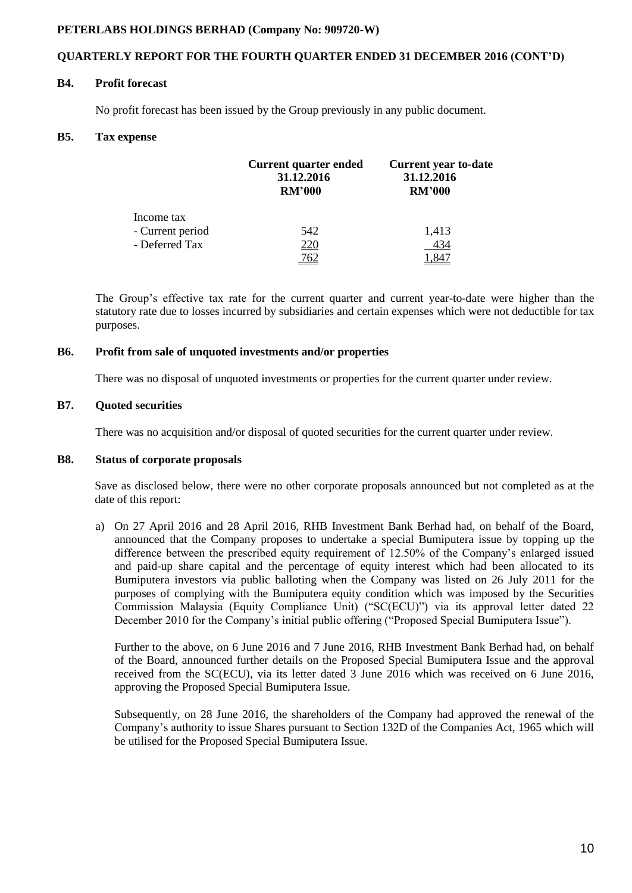**PETERLABS HOLDINGS BERHAD (Company No: 909720-W)**

**QUARTERLY REPORT FOR THE FOURTH QUARTER ENDED 31 DECEMBER 2016 (CONT'D)**

### B4. Profit forecast

No profit forecast has been issued by the Group previously in any public document.

### B5. Tax expense

| | Current quarter ended 31.12.2016 RM'000 | Current year to-date 31.12.2016 RM'000 |
|---|---|---|
| Income tax | | |
| - Current period | 542 | 1,413 |
| - Deferred Tax | 220 | 434 |
| | 762 | 1,847 |

The Group's effective tax rate for the current quarter and current year-to-date were higher than the statutory rate due to losses incurred by subsidiaries and certain expenses which were not deductible for tax purposes.

### B6. Profit from sale of unquoted investments and/or properties

There was no disposal of unquoted investments or properties for the current quarter under review.

### B7. Quoted securities

There was no acquisition and/or disposal of quoted securities for the current quarter under review.

### B8. Status of corporate proposals

Save as disclosed below, there were no other corporate proposals announced but not completed as at the date of this report:

a) On 27 April 2016 and 28 April 2016, RHB Investment Bank Berhad had, on behalf of the Board, announced that the Company proposes to undertake a special Bumiputera issue by topping up the difference between the prescribed equity requirement of 12.50% of the Company's enlarged issued and paid-up share capital and the percentage of equity interest which had been allocated to its Bumiputera investors via public balloting when the Company was listed on 26 July 2011 for the purposes of complying with the Bumiputera equity condition which was imposed by the Securities Commission Malaysia (Equity Compliance Unit) ("SC(ECU)") via its approval letter dated 22 December 2010 for the Company's initial public offering ("Proposed Special Bumiputera Issue").

   Further to the above, on 6 June 2016 and 7 June 2016, RHB Investment Bank Berhad had, on behalf of the Board, announced further details on the Proposed Special Bumiputera Issue and the approval received from the SC(ECU), via its letter dated 3 June 2016 which was received on 6 June 2016, approving the Proposed Special Bumiputera Issue.

   Subsequently, on 28 June 2016, the shareholders of the Company had approved the renewal of the Company's authority to issue Shares pursuant to Section 132D of the Companies Act, 1965 which will be utilised for the Proposed Special Bumiputera Issue.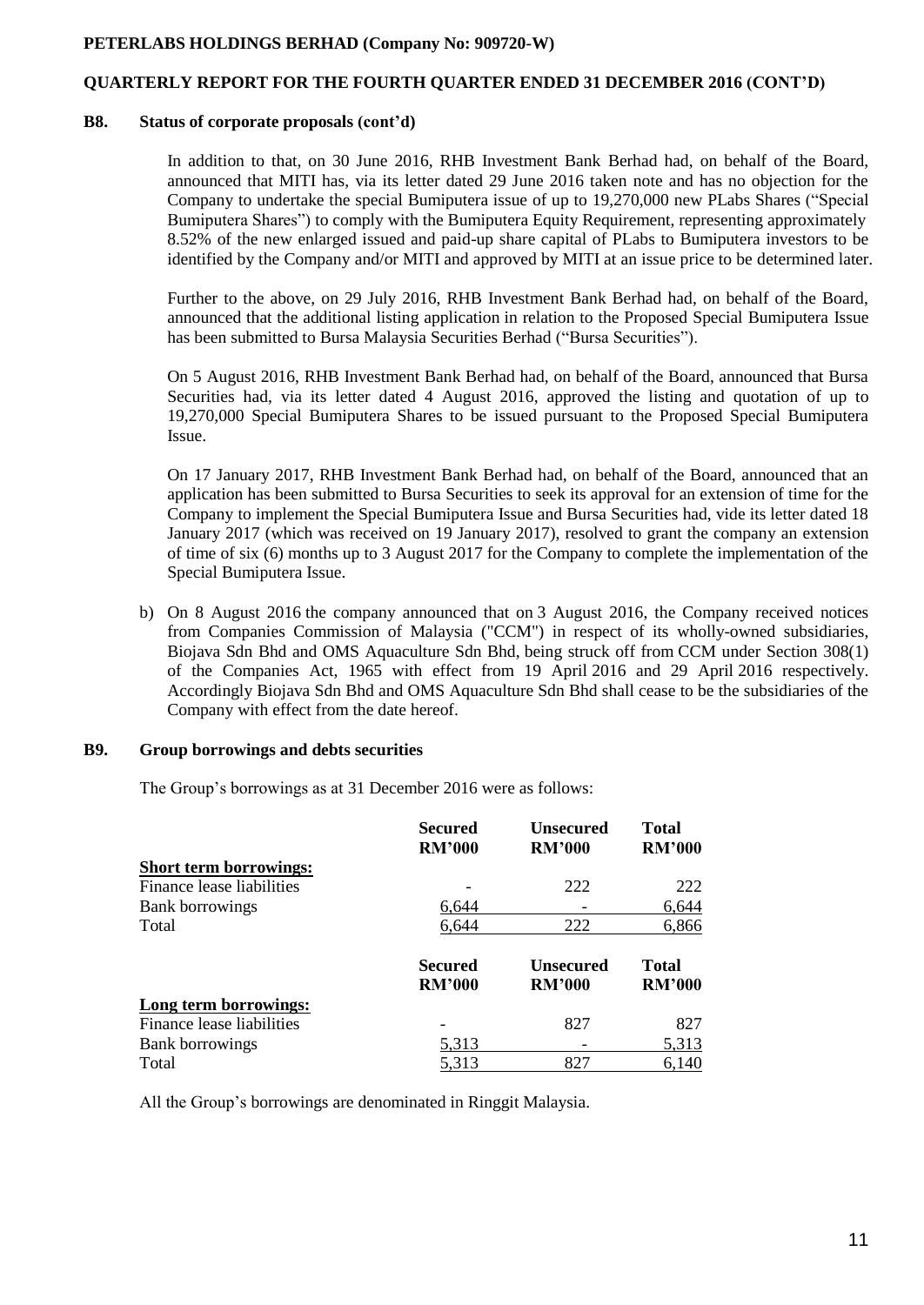### B8. Status of corporate proposals (cont'd)

In addition to that, on 30 June 2016, RHB Investment Bank Berhad had, on behalf of the Board, announced that MITI has, via its letter dated 29 June 2016 taken note and has no objection for the Company to undertake the special Bumiputera issue of up to 19,270,000 new PLabs Shares ("Special Bumiputera Shares") to comply with the Bumiputera Equity Requirement, representing approximately 8.52% of the new enlarged issued and paid-up share capital of PLabs to Bumiputera investors to be identified by the Company and/or MITI and approved by MITI at an issue price to be determined later.

Further to the above, on 29 July 2016, RHB Investment Bank Berhad had, on behalf of the Board, announced that the additional listing application in relation to the Proposed Special Bumiputera Issue has been submitted to Bursa Malaysia Securities Berhad ("Bursa Securities").

On 5 August 2016, RHB Investment Bank Berhad had, on behalf of the Board, announced that Bursa Securities had, via its letter dated 4 August 2016, approved the listing and quotation of up to 19,270,000 Special Bumiputera Shares to be issued pursuant to the Proposed Special Bumiputera Issue.

On 17 January 2017, RHB Investment Bank Berhad had, on behalf of the Board, announced that an application has been submitted to Bursa Securities to seek its approval for an extension of time for the Company to implement the Special Bumiputera Issue and Bursa Securities had, vide its letter dated 18 January 2017 (which was received on 19 January 2017), resolved to grant the company an extension of time of six (6) months up to 3 August 2017 for the Company to complete the implementation of the Special Bumiputera Issue.

b) On 8 August 2016 the company announced that on 3 August 2016, the Company received notices from Companies Commission of Malaysia ("CCM") in respect of its wholly-owned subsidiaries, Biojava Sdn Bhd and OMS Aquaculture Sdn Bhd, being struck off from CCM under Section 308(1) of the Companies Act, 1965 with effect from 19 April 2016 and 29 April 2016 respectively. Accordingly Biojava Sdn Bhd and OMS Aquaculture Sdn Bhd shall cease to be the subsidiaries of the Company with effect from the date hereof.

### B9. Group borrowings and debts securities

The Group's borrowings as at 31 December 2016 were as follows:

| | Secured RM'000 | Unsecured RM'000 | Total RM'000 |
|---|---|---|---|
| **Short term borrowings:** | | | |
| Finance lease liabilities | - | 222 | 222 |
| Bank borrowings | 6,644 | - | 6,644 |
| Total | 6,644 | 222 | 6,866 |

| | Secured RM'000 | Unsecured RM'000 | Total RM'000 |
|---|---|---|---|
| **Long term borrowings:** | | | |
| Finance lease liabilities | - | 827 | 827 |
| Bank borrowings | 5,313 | - | 5,313 |
| Total | 5,313 | 827 | 6,140 |

All the Group's borrowings are denominated in Ringgit Malaysia.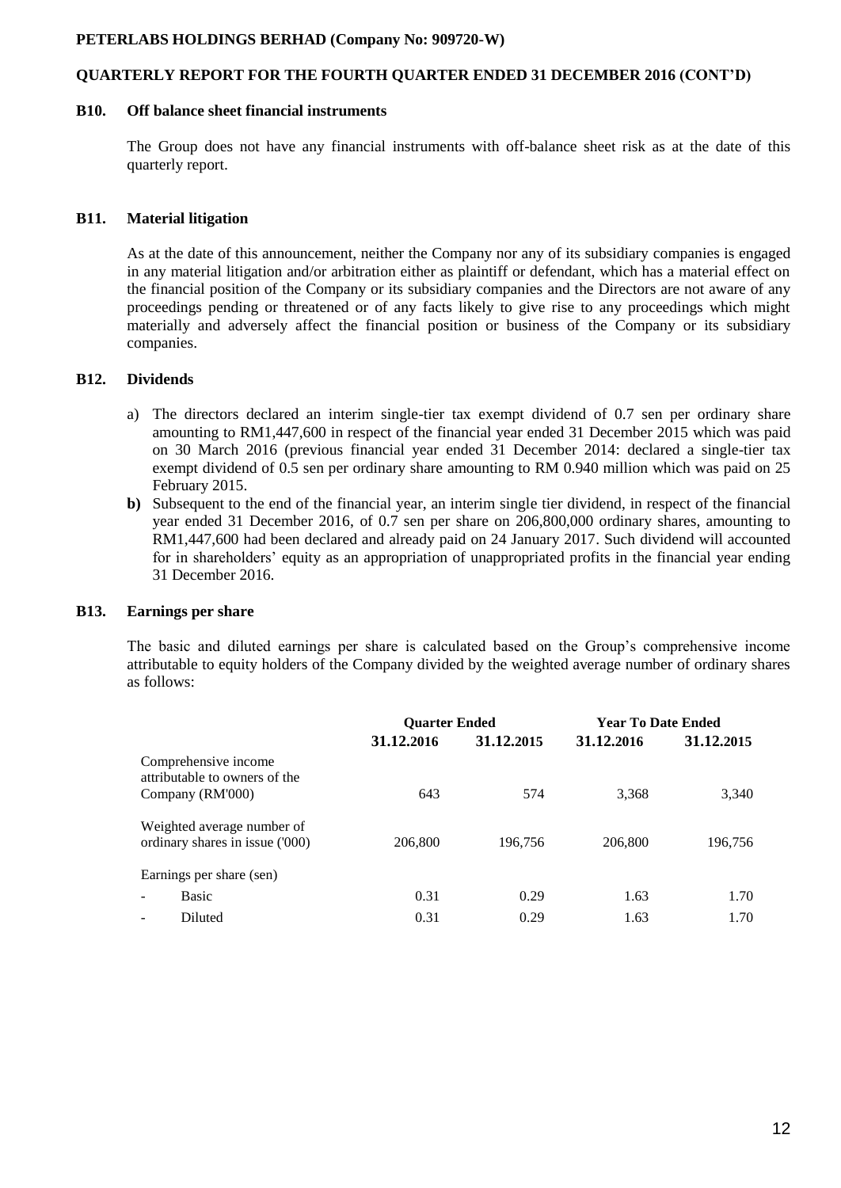**PETERLABS HOLDINGS BERHAD (Company No: 909720-W)**

**QUARTERLY REPORT FOR THE FOURTH QUARTER ENDED 31 DECEMBER 2016 (CONT'D)**

## B10. Off balance sheet financial instruments

The Group does not have any financial instruments with off-balance sheet risk as at the date of this quarterly report.

## B11. Material litigation

As at the date of this announcement, neither the Company nor any of its subsidiary companies is engaged in any material litigation and/or arbitration either as plaintiff or defendant, which has a material effect on the financial position of the Company or its subsidiary companies and the Directors are not aware of any proceedings pending or threatened or of any facts likely to give rise to any proceedings which might materially and adversely affect the financial position or business of the Company or its subsidiary companies.

## B12. Dividends

a) The directors declared an interim single-tier tax exempt dividend of 0.7 sen per ordinary share amounting to RM1,447,600 in respect of the financial year ended 31 December 2015 which was paid on 30 March 2016 (previous financial year ended 31 December 2014: declared a single-tier tax exempt dividend of 0.5 sen per ordinary share amounting to RM 0.940 million which was paid on 25 February 2015.

**b)** Subsequent to the end of the financial year, an interim single tier dividend, in respect of the financial year ended 31 December 2016, of 0.7 sen per share on 206,800,000 ordinary shares, amounting to RM1,447,600 had been declared and already paid on 24 January 2017. Such dividend will accounted for in shareholders' equity as an appropriation of unappropriated profits in the financial year ending 31 December 2016.

## B13. Earnings per share

The basic and diluted earnings per share is calculated based on the Group's comprehensive income attributable to equity holders of the Company divided by the weighted average number of ordinary shares as follows:

| | **Quarter Ended** | | **Year To Date Ended** | |
|---|---|---|---|---|
| | **31.12.2016** | **31.12.2015** | **31.12.2016** | **31.12.2015** |
| Comprehensive income attributable to owners of the Company (RM'000) | 643 | 574 | 3,368 | 3,340 |
| Weighted average number of ordinary shares in issue ('000) | 206,800 | 196,756 | 206,800 | 196,756 |
| Earnings per share (sen) | | | | |
| - Basic | 0.31 | 0.29 | 1.63 | 1.70 |
| - Diluted | 0.31 | 0.29 | 1.63 | 1.70 |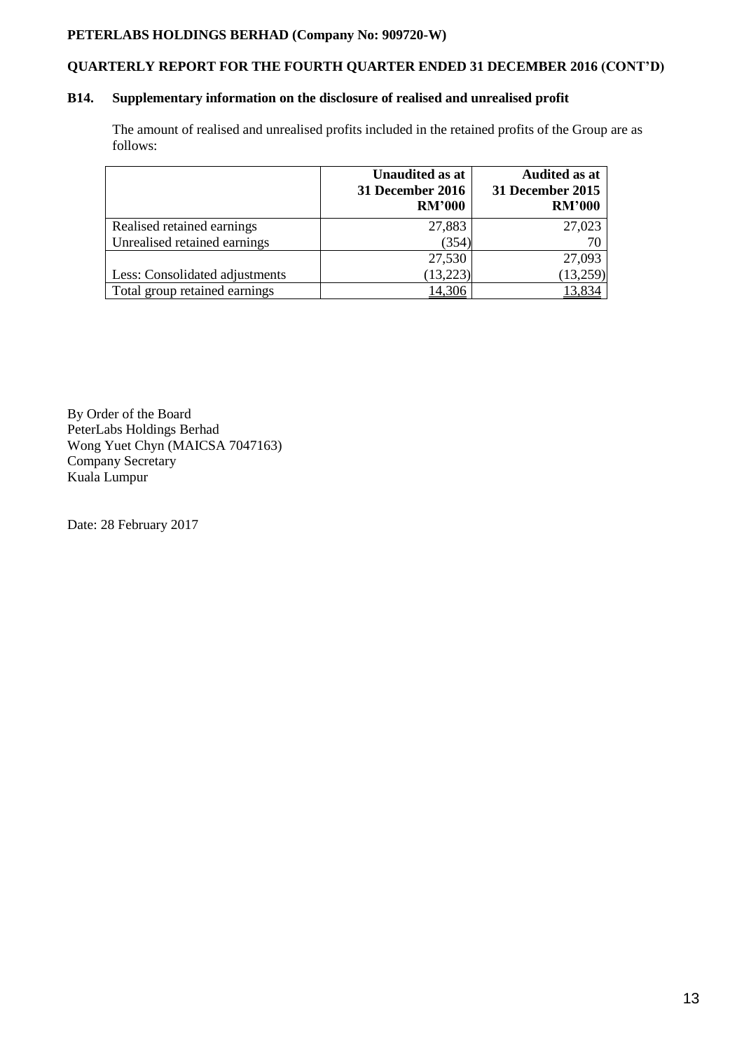## B14. Supplementary information on the disclosure of realised and unrealised profit

The amount of realised and unrealised profits included in the retained profits of the Group are as follows:

| | Unaudited as at 31 December 2016 RM'000 | Audited as at 31 December 2015 RM'000 |
|---|---|---|
| Realised retained earnings | 27,883 | 27,023 |
| Unrealised retained earnings | (354) | 70 |
| | 27,530 | 27,093 |
| Less: Consolidated adjustments | (13,223) | (13,259) |
| Total group retained earnings | 14,306 | 13,834 |

By Order of the Board
PeterLabs Holdings Berhad
Wong Yuet Chyn (MAICSA 7047163)
Company Secretary
Kuala Lumpur

Date: 28 February 2017